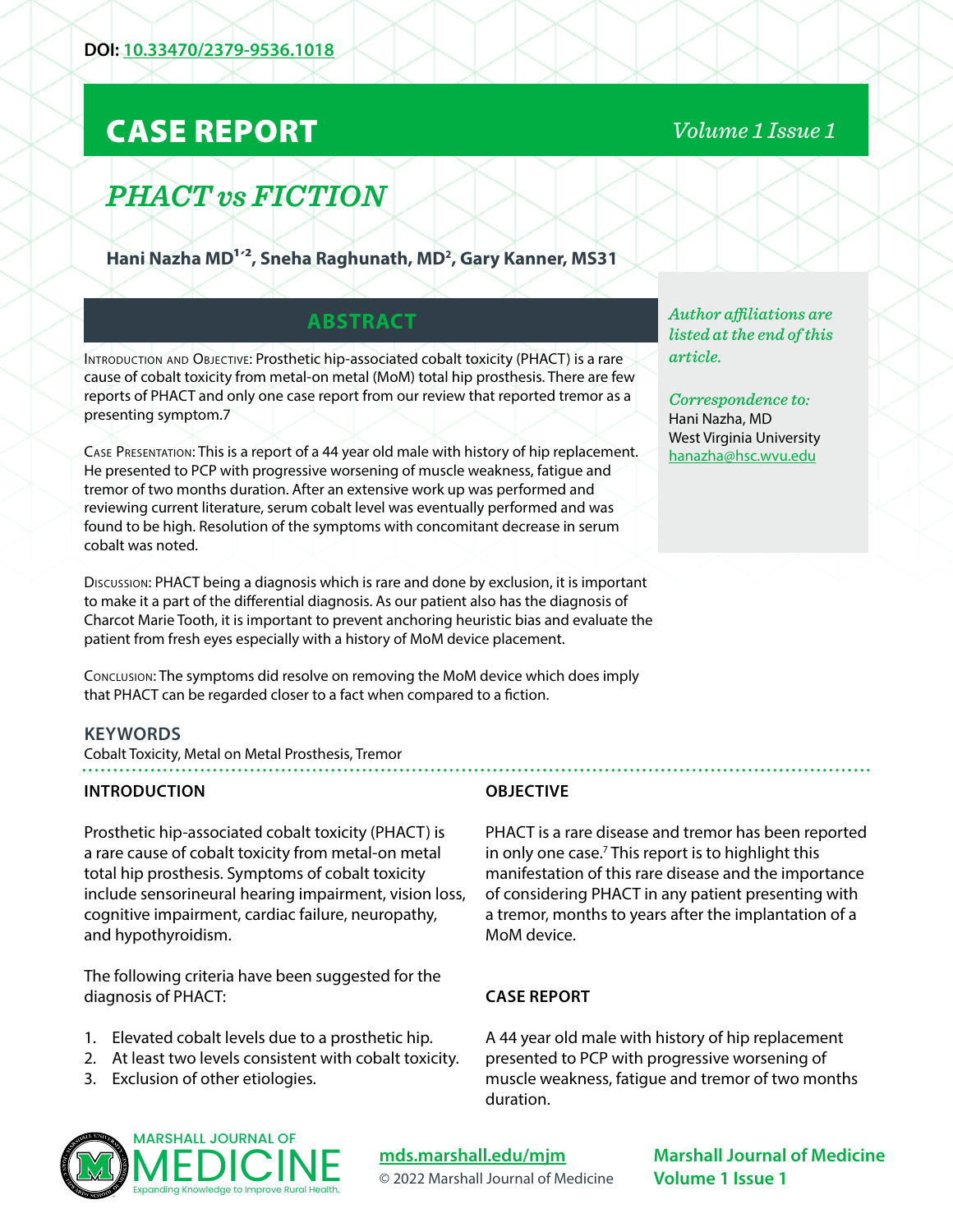DOI: 10.33470/2379-9536.1018

# CASE REPORT

## *PHACT vs FICTION*

**Hani Nazha MD[1,2], Sneha Raghunath, MD[2], Gary Kanner, MS31**

*Author affiliations are listed at the end of this article.*

*Correspondence to:*
Hani Nazha, MD
West Virginia University
hanazha@hsc.wvu.edu

## ABSTRACT

Introduction and Objective: Prosthetic hip-associated cobalt toxicity (PHACT) is a rare cause of cobalt toxicity from metal-on metal (MoM) total hip prosthesis. There are few reports of PHACT and only one case report from our review that reported tremor as a presenting symptom.7

Case Presentation: This is a report of a 44 year old male with history of hip replacement. He presented to PCP with progressive worsening of muscle weakness, fatigue and tremor of two months duration. After an extensive work up was performed and reviewing current literature, serum cobalt level was eventually performed and was found to be high. Resolution of the symptoms with concomitant decrease in serum cobalt was noted.

Discussion: PHACT being a diagnosis which is rare and done by exclusion, it is important to make it a part of the differential diagnosis. As our patient also has the diagnosis of Charcot Marie Tooth, it is important to prevent anchoring heuristic bias and evaluate the patient from fresh eyes especially with a history of MoM device placement.

Conclusion: The symptoms did resolve on removing the MoM device which does imply that PHACT can be regarded closer to a fact when compared to a fiction.

### KEYWORDS

Cobalt Toxicity, Metal on Metal Prosthesis, Tremor

### INTRODUCTION

Prosthetic hip-associated cobalt toxicity (PHACT) is a rare cause of cobalt toxicity from metal-on metal total hip prosthesis. Symptoms of cobalt toxicity include sensorineural hearing impairment, vision loss, cognitive impairment, cardiac failure, neuropathy, and hypothyroidism.

The following criteria have been suggested for the diagnosis of PHACT:

1. Elevated cobalt levels due to a prosthetic hip.
2. At least two levels consistent with cobalt toxicity.
3. Exclusion of other etiologies.

### OBJECTIVE

PHACT is a rare disease and tremor has been reported in only one case.[7] This report is to highlight this manifestation of this rare disease and the importance of considering PHACT in any patient presenting with a tremor, months to years after the implantation of a MoM device.

### CASE REPORT

A 44 year old male with history of hip replacement presented to PCP with progressive worsening of muscle weakness, fatigue and tremor of two months duration.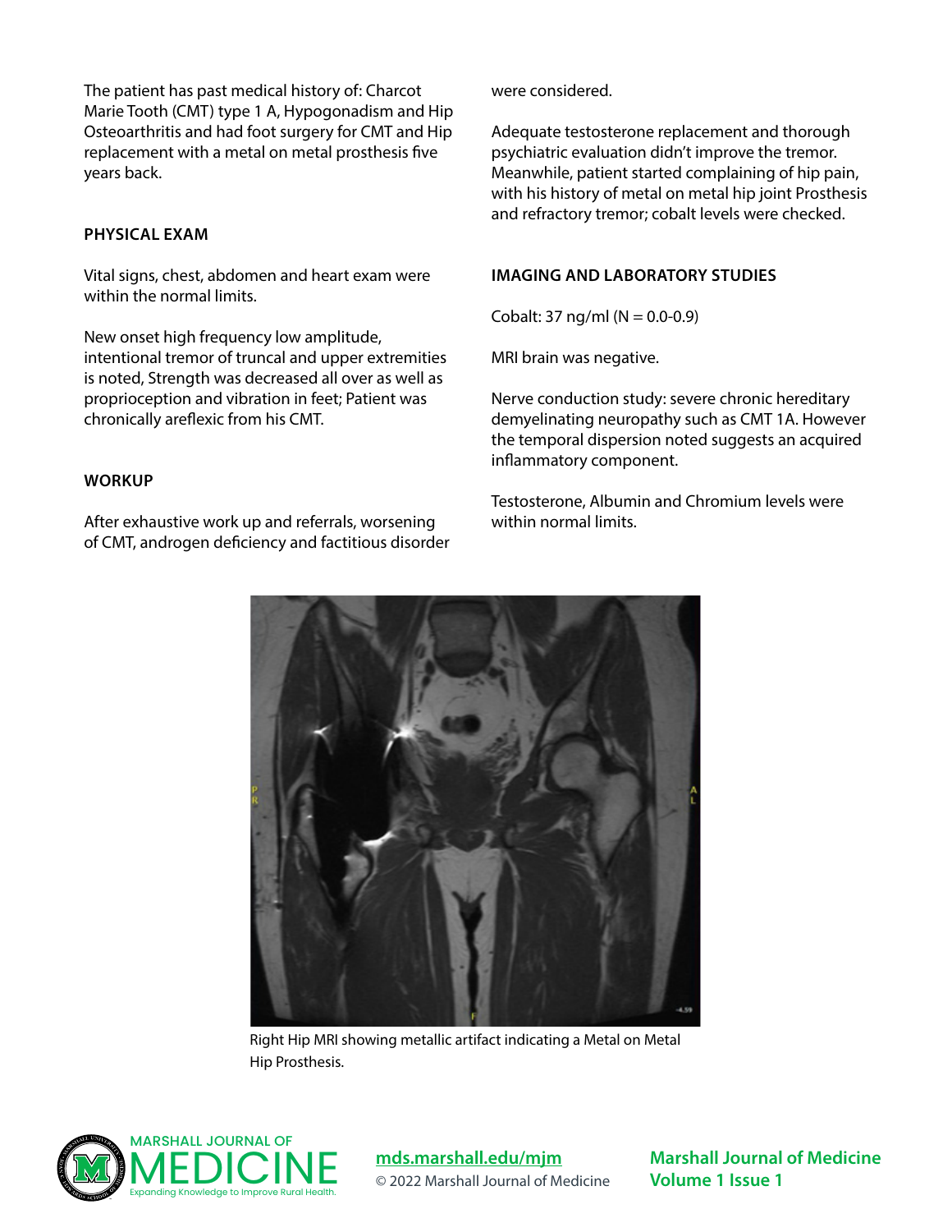The patient has past medical history of: Charcot Marie Tooth (CMT) type 1 A, Hypogonadism and Hip Osteoarthritis and had foot surgery for CMT and Hip replacement with a metal on metal prosthesis five years back.

## PHYSICAL EXAM

Vital signs, chest, abdomen and heart exam were within the normal limits.

New onset high frequency low amplitude, intentional tremor of truncal and upper extremities is noted, Strength was decreased all over as well as proprioception and vibration in feet; Patient was chronically areflexic from his CMT.

## WORKUP

After exhaustive work up and referrals, worsening of CMT, androgen deficiency and factitious disorder were considered.

Adequate testosterone replacement and thorough psychiatric evaluation didn't improve the tremor. Meanwhile, patient started complaining of hip pain, with his history of metal on metal hip joint Prosthesis and refractory tremor; cobalt levels were checked.

## IMAGING AND LABORATORY STUDIES

Cobalt: 37 ng/ml (N = 0.0-0.9)

MRI brain was negative.

Nerve conduction study: severe chronic hereditary demyelinating neuropathy such as CMT 1A. However the temporal dispersion noted suggests an acquired inflammatory component.

Testosterone, Albumin and Chromium levels were within normal limits.

Right Hip MRI showing metallic artifact indicating a Metal on Metal Hip Prosthesis.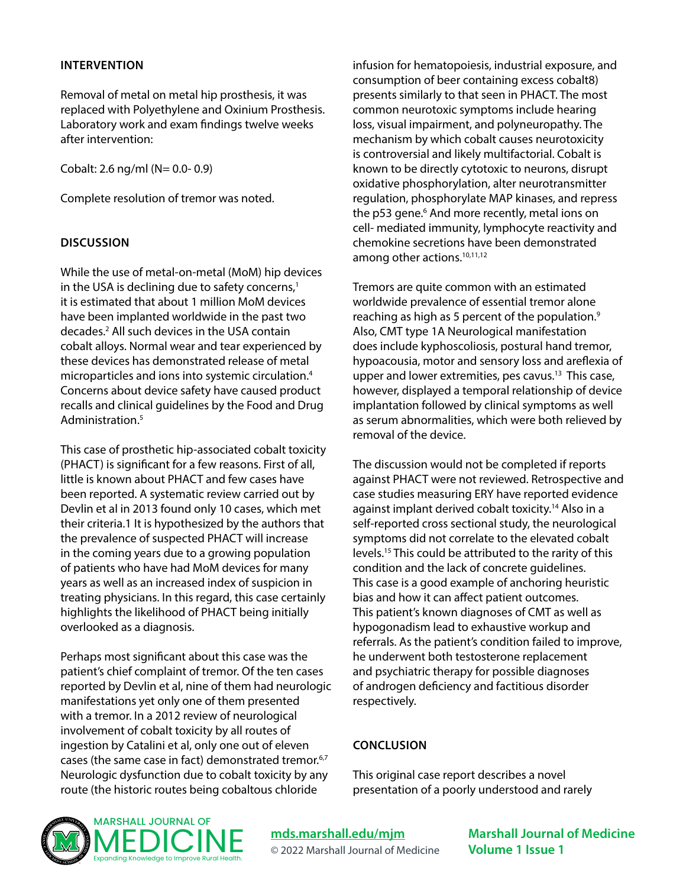## INTERVENTION

Removal of metal on metal hip prosthesis, it was replaced with Polyethylene and Oxinium Prosthesis. Laboratory work and exam findings twelve weeks after intervention:

Cobalt: 2.6 ng/ml (N= 0.0- 0.9)

Complete resolution of tremor was noted.

## DISCUSSION

While the use of metal-on-metal (MoM) hip devices in the USA is declining due to safety concerns,[1] it is estimated that about 1 million MoM devices have been implanted worldwide in the past two decades.[2] All such devices in the USA contain cobalt alloys. Normal wear and tear experienced by these devices has demonstrated release of metal microparticles and ions into systemic circulation.[4] Concerns about device safety have caused product recalls and clinical guidelines by the Food and Drug Administration.[5]

This case of prosthetic hip-associated cobalt toxicity (PHACT) is significant for a few reasons. First of all, little is known about PHACT and few cases have been reported. A systematic review carried out by Devlin et al in 2013 found only 10 cases, which met their criteria.1 It is hypothesized by the authors that the prevalence of suspected PHACT will increase in the coming years due to a growing population of patients who have had MoM devices for many years as well as an increased index of suspicion in treating physicians. In this regard, this case certainly highlights the likelihood of PHACT being initially overlooked as a diagnosis.

Perhaps most significant about this case was the patient's chief complaint of tremor. Of the ten cases reported by Devlin et al, nine of them had neurologic manifestations yet only one of them presented with a tremor. In a 2012 review of neurological involvement of cobalt toxicity by all routes of ingestion by Catalini et al, only one out of eleven cases (the same case in fact) demonstrated tremor.[6,7] Neurologic dysfunction due to cobalt toxicity by any route (the historic routes being cobaltous chloride infusion for hematopoiesis, industrial exposure, and consumption of beer containing excess cobalt8) presents similarly to that seen in PHACT. The most common neurotoxic symptoms include hearing loss, visual impairment, and polyneuropathy. The mechanism by which cobalt causes neurotoxicity is controversial and likely multifactorial. Cobalt is known to be directly cytotoxic to neurons, disrupt oxidative phosphorylation, alter neurotransmitter regulation, phosphorylate MAP kinases, and repress the p53 gene.[6] And more recently, metal ions on cell- mediated immunity, lymphocyte reactivity and chemokine secretions have been demonstrated among other actions.[10,11,12]

Tremors are quite common with an estimated worldwide prevalence of essential tremor alone reaching as high as 5 percent of the population.[9] Also, CMT type 1A Neurological manifestation does include kyphoscoliosis, postural hand tremor, hypoacousia, motor and sensory loss and areflexia of upper and lower extremities, pes cavus.[13] This case, however, displayed a temporal relationship of device implantation followed by clinical symptoms as well as serum abnormalities, which were both relieved by removal of the device.

The discussion would not be completed if reports against PHACT were not reviewed. Retrospective and case studies measuring ERY have reported evidence against implant derived cobalt toxicity.[14] Also in a self-reported cross sectional study, the neurological symptoms did not correlate to the elevated cobalt levels.[15] This could be attributed to the rarity of this condition and the lack of concrete guidelines. This case is a good example of anchoring heuristic bias and how it can affect patient outcomes. This patient's known diagnoses of CMT as well as hypogonadism lead to exhaustive workup and referrals. As the patient's condition failed to improve, he underwent both testosterone replacement and psychiatric therapy for possible diagnoses of androgen deficiency and factitious disorder respectively.

## CONCLUSION

This original case report describes a novel presentation of a poorly understood and rarely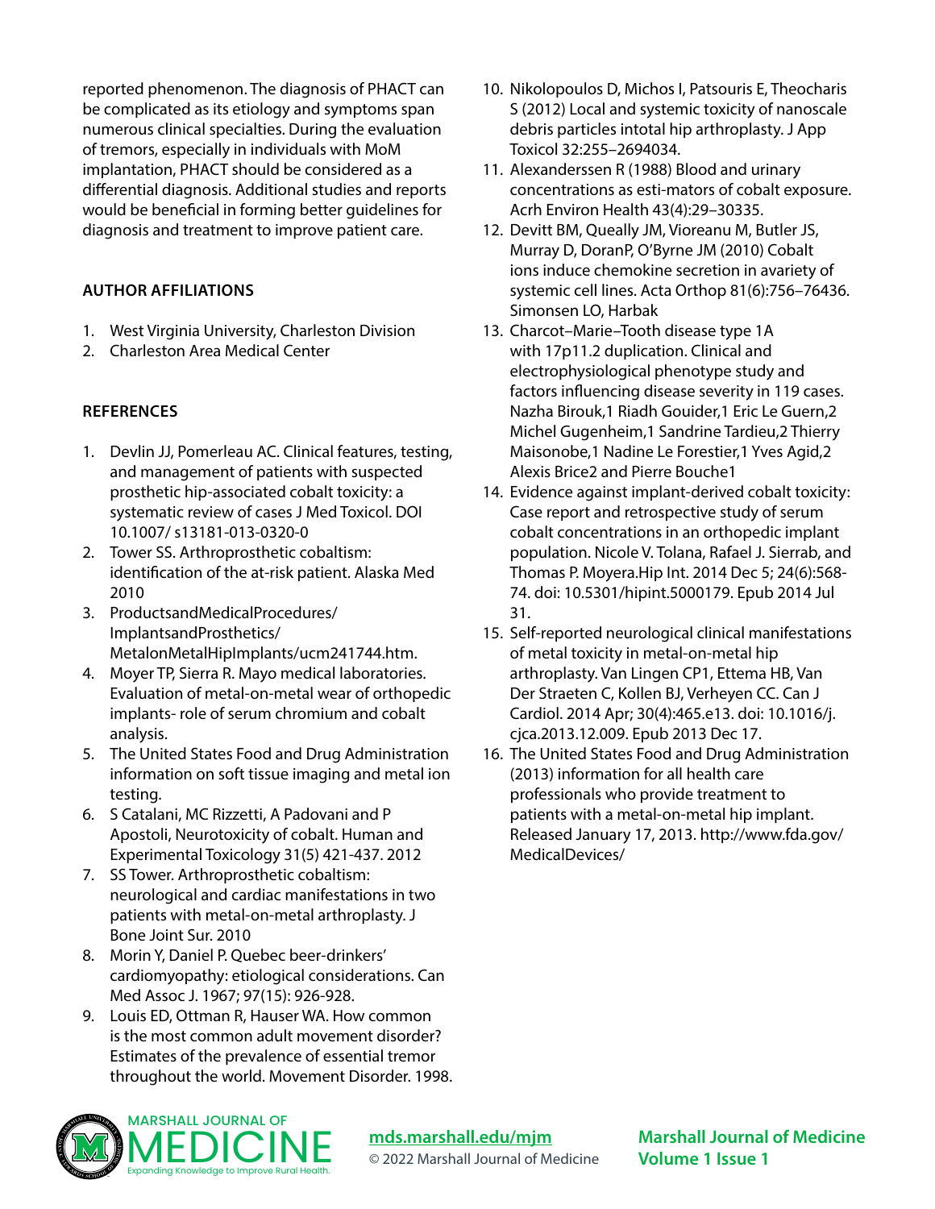reported phenomenon. The diagnosis of PHACT can be complicated as its etiology and symptoms span numerous clinical specialties. During the evaluation of tremors, especially in individuals with MoM implantation, PHACT should be considered as a differential diagnosis. Additional studies and reports would be beneficial in forming better guidelines for diagnosis and treatment to improve patient care.

## AUTHOR AFFILIATIONS

1. West Virginia University, Charleston Division
2. Charleston Area Medical Center

## REFERENCES

1. Devlin JJ, Pomerleau AC. Clinical features, testing, and management of patients with suspected prosthetic hip-associated cobalt toxicity: a systematic review of cases J Med Toxicol. DOI 10.1007/ s13181-013-0320-0
2. Tower SS. Arthroprosthetic cobaltism: identification of the at-risk patient. Alaska Med 2010
3. ProductsandMedicalProcedures/ ImplantsandProsthetics/ MetalonMetalHipImplants/ucm241744.htm.
4. Moyer TP, Sierra R. Mayo medical laboratories. Evaluation of metal-on-metal wear of orthopedic implants- role of serum chromium and cobalt analysis.
5. The United States Food and Drug Administration information on soft tissue imaging and metal ion testing.
6. S Catalani, MC Rizzetti, A Padovani and P Apostoli, Neurotoxicity of cobalt. Human and Experimental Toxicology 31(5) 421-437. 2012
7. SS Tower. Arthroprosthetic cobaltism: neurological and cardiac manifestations in two patients with metal-on-metal arthroplasty. J Bone Joint Sur. 2010
8. Morin Y, Daniel P. Quebec beer-drinkers' cardiomyopathy: etiological considerations. Can Med Assoc J. 1967; 97(15): 926-928.
9. Louis ED, Ottman R, Hauser WA. How common is the most common adult movement disorder? Estimates of the prevalence of essential tremor throughout the world. Movement Disorder. 1998.
10. Nikolopoulos D, Michos I, Patsouris E, Theocharis S (2012) Local and systemic toxicity of nanoscale debris particles intotal hip arthroplasty. J App Toxicol 32:255–2694034.
11. Alexanderssen R (1988) Blood and urinary concentrations as esti-mators of cobalt exposure. Acrh Environ Health 43(4):29–30335.
12. Devitt BM, Queally JM, Vioreanu M, Butler JS, Murray D, DoranP, O'Byrne JM (2010) Cobalt ions induce chemokine secretion in avariety of systemic cell lines. Acta Orthop 81(6):756–76436. Simonsen LO, Harbak
13. Charcot–Marie–Tooth disease type 1A with 17p11.2 duplication. Clinical and electrophysiological phenotype study and factors influencing disease severity in 119 cases. Nazha Birouk,1 Riadh Gouider,1 Eric Le Guern,2 Michel Gugenheim,1 Sandrine Tardieu,2 Thierry Maisonobe,1 Nadine Le Forestier,1 Yves Agid,2 Alexis Brice2 and Pierre Bouche1
14. Evidence against implant-derived cobalt toxicity: Case report and retrospective study of serum cobalt concentrations in an orthopedic implant population. Nicole V. Tolana, Rafael J. Sierrab, and Thomas P. Moyera.Hip Int. 2014 Dec 5; 24(6):568-74. doi: 10.5301/hipint.5000179. Epub 2014 Jul 31.
15. Self-reported neurological clinical manifestations of metal toxicity in metal-on-metal hip arthroplasty. Van Lingen CP1, Ettema HB, Van Der Straeten C, Kollen BJ, Verheyen CC. Can J Cardiol. 2014 Apr; 30(4):465.e13. doi: 10.1016/j.cjca.2013.12.009. Epub 2013 Dec 17.
16. The United States Food and Drug Administration (2013) information for all health care professionals who provide treatment to patients with a metal-on-metal hip implant. Released January 17, 2013. http://www.fda.gov/MedicalDevices/